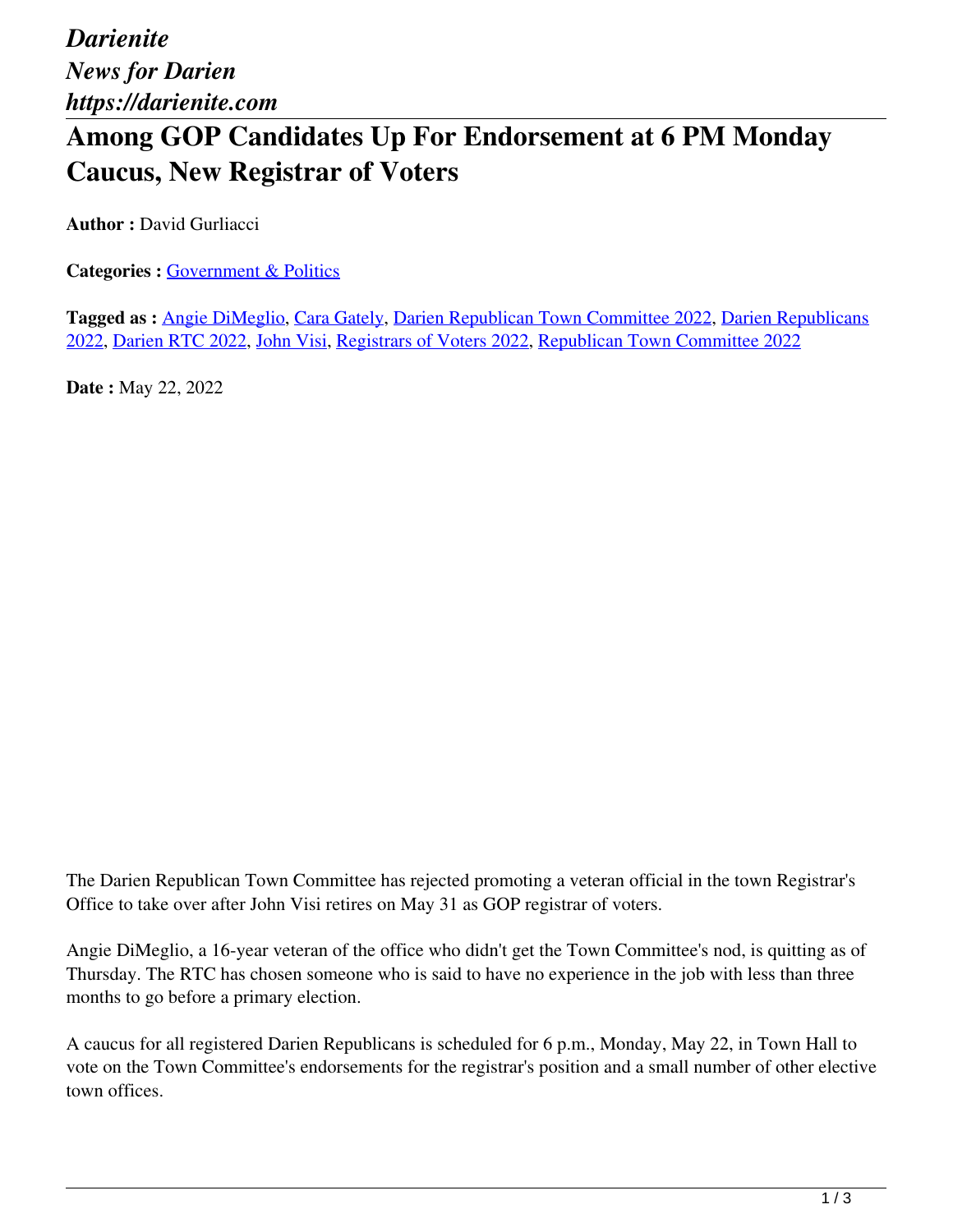*Darienite*
*News for Darien*
*https://darienite.com*

# Among GOP Candidates Up For Endorsement at 6 PM Monday Caucus, New Registrar of Voters

**Author :** David Gurliacci

**Categories :** Government & Politics

**Tagged as :** Angie DiMeglio, Cara Gately, Darien Republican Town Committee 2022, Darien Republicans 2022, Darien RTC 2022, John Visi, Registrars of Voters 2022, Republican Town Committee 2022

**Date :** May 22, 2022

The Darien Republican Town Committee has rejected promoting a veteran official in the town Registrar's Office to take over after John Visi retires on May 31 as GOP registrar of voters.

Angie DiMeglio, a 16-year veteran of the office who didn't get the Town Committee's nod, is quitting as of Thursday. The RTC has chosen someone who is said to have no experience in the job with less than three months to go before a primary election.

A caucus for all registered Darien Republicans is scheduled for 6 p.m., Monday, May 22, in Town Hall to vote on the Town Committee's endorsements for the registrar's position and a small number of other elective town offices.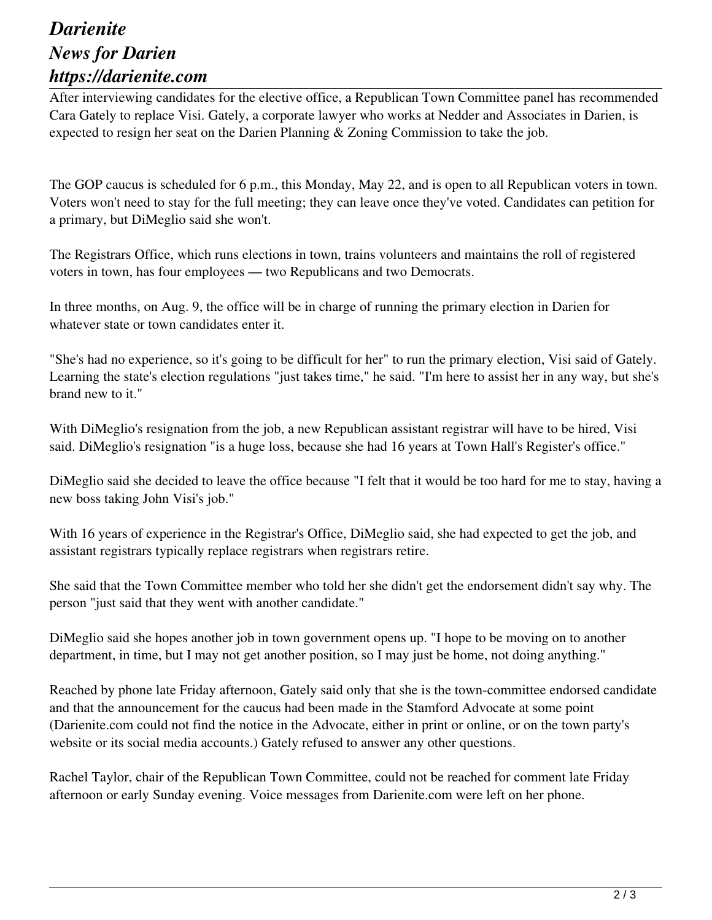After interviewing candidates for the elective office, a Republican Town Committee panel has recommended Cara Gately to replace Visi. Gately, a corporate lawyer who works at Nedder and Associates in Darien, is expected to resign her seat on the Darien Planning & Zoning Commission to take the job.

The GOP caucus is scheduled for 6 p.m., this Monday, May 22, and is open to all Republican voters in town. Voters won't need to stay for the full meeting; they can leave once they've voted. Candidates can petition for a primary, but DiMeglio said she won't.

The Registrars Office, which runs elections in town, trains volunteers and maintains the roll of registered voters in town, has four employees — two Republicans and two Democrats.

In three months, on Aug. 9, the office will be in charge of running the primary election in Darien for whatever state or town candidates enter it.

"She's had no experience, so it's going to be difficult for her" to run the primary election, Visi said of Gately. Learning the state's election regulations "just takes time," he said. "I'm here to assist her in any way, but she's brand new to it."

With DiMeglio's resignation from the job, a new Republican assistant registrar will have to be hired, Visi said. DiMeglio's resignation "is a huge loss, because she had 16 years at Town Hall's Register's office."

DiMeglio said she decided to leave the office because "I felt that it would be too hard for me to stay, having a new boss taking John Visi's job."

With 16 years of experience in the Registrar's Office, DiMeglio said, she had expected to get the job, and assistant registrars typically replace registrars when registrars retire.

She said that the Town Committee member who told her she didn't get the endorsement didn't say why. The person "just said that they went with another candidate."

DiMeglio said she hopes another job in town government opens up. "I hope to be moving on to another department, in time, but I may not get another position, so I may just be home, not doing anything."

Reached by phone late Friday afternoon, Gately said only that she is the town-committee endorsed candidate and that the announcement for the caucus had been made in the Stamford Advocate at some point (Darienite.com could not find the notice in the Advocate, either in print or online, or on the town party's website or its social media accounts.) Gately refused to answer any other questions.

Rachel Taylor, chair of the Republican Town Committee, could not be reached for comment late Friday afternoon or early Sunday evening. Voice messages from Darienite.com were left on her phone.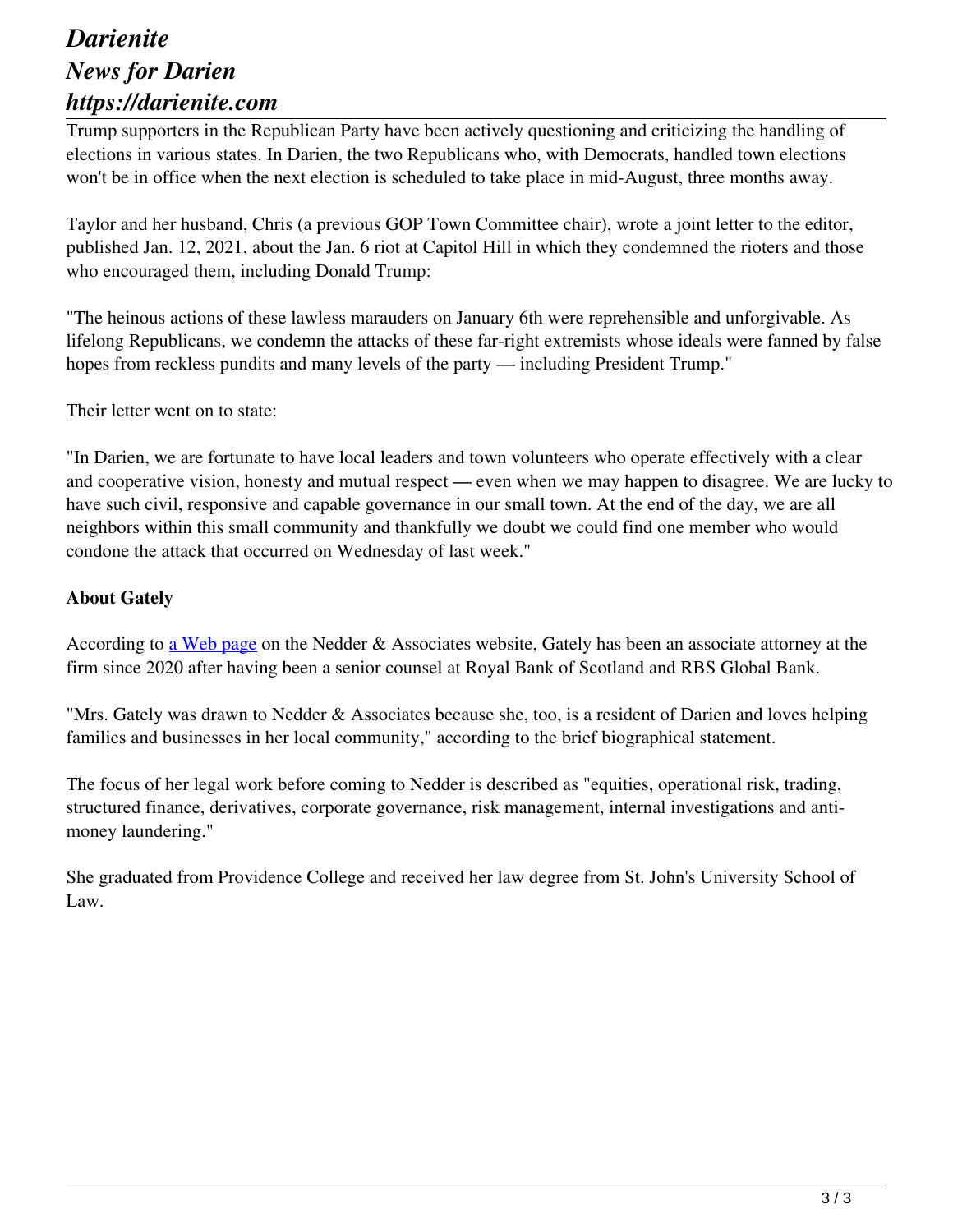Trump supporters in the Republican Party have been actively questioning and criticizing the handling of elections in various states. In Darien, the two Republicans who, with Democrats, handled town elections won't be in office when the next election is scheduled to take place in mid-August, three months away.

Taylor and her husband, Chris (a previous GOP Town Committee chair), wrote a joint letter to the editor, published Jan. 12, 2021, about the Jan. 6 riot at Capitol Hill in which they condemned the rioters and those who encouraged them, including Donald Trump:

"The heinous actions of these lawless marauders on January 6th were reprehensible and unforgivable. As lifelong Republicans, we condemn the attacks of these far-right extremists whose ideals were fanned by false hopes from reckless pundits and many levels of the party — including President Trump."

Their letter went on to state:

"In Darien, we are fortunate to have local leaders and town volunteers who operate effectively with a clear and cooperative vision, honesty and mutual respect — even when we may happen to disagree. We are lucky to have such civil, responsive and capable governance in our small town. At the end of the day, we are all neighbors within this small community and thankfully we doubt we could find one member who would condone the attack that occurred on Wednesday of last week."

**About Gately**

According to a Web page on the Nedder & Associates website, Gately has been an associate attorney at the firm since 2020 after having been a senior counsel at Royal Bank of Scotland and RBS Global Bank.

"Mrs. Gately was drawn to Nedder & Associates because she, too, is a resident of Darien and loves helping families and businesses in her local community," according to the brief biographical statement.

The focus of her legal work before coming to Nedder is described as "equities, operational risk, trading, structured finance, derivatives, corporate governance, risk management, internal investigations and anti-money laundering."

She graduated from Providence College and received her law degree from St. John's University School of Law.